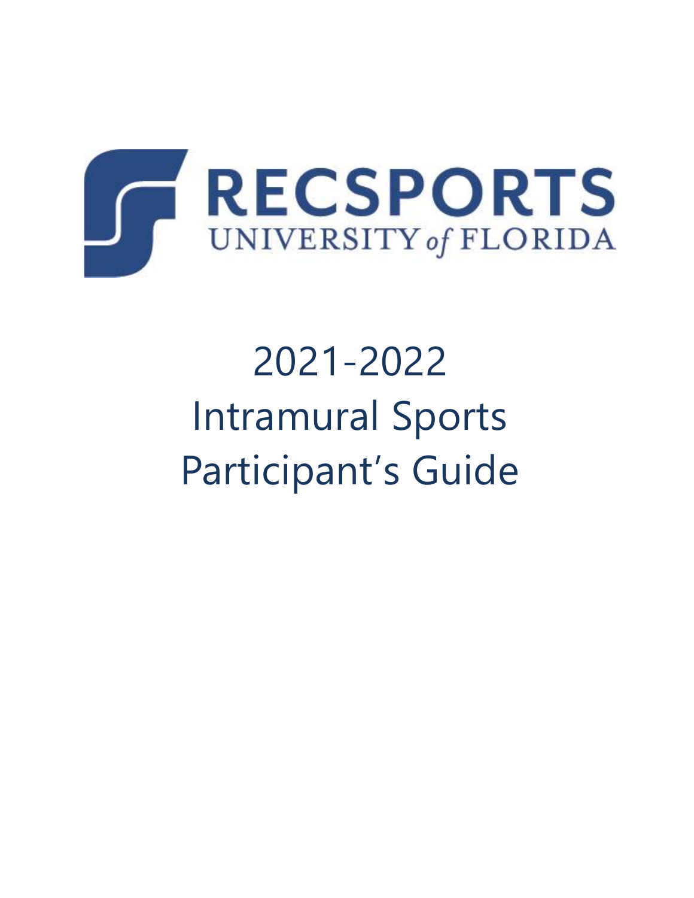RECSPORTS

UNIVERSITY *of* FLORIDA

# 2021-2022 Intramural Sports Participant's Guide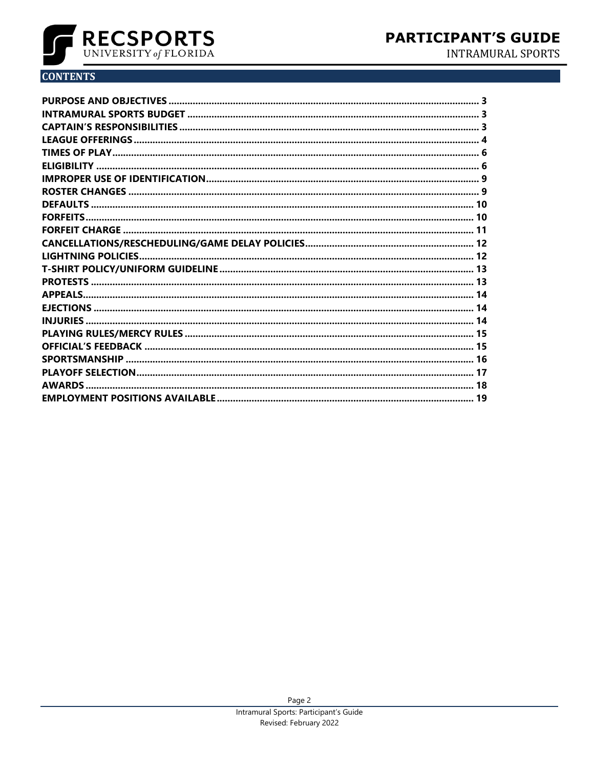## CONTENTS

| | |
|---|---|
| **PURPOSE AND OBJECTIVES** | **3** |
| **INTRAMURAL SPORTS BUDGET** | **3** |
| **CAPTAIN'S RESPONSIBILITIES** | **3** |
| **LEAGUE OFFERINGS** | **4** |
| **TIMES OF PLAY** | **6** |
| **ELIGIBILITY** | **6** |
| **IMPROPER USE OF IDENTIFICATION** | **9** |
| **ROSTER CHANGES** | **9** |
| **DEFAULTS** | **10** |
| **FORFEITS** | **10** |
| **FORFEIT CHARGE** | **11** |
| **CANCELLATIONS/RESCHEDULING/GAME DELAY POLICIES** | **12** |
| **LIGHTNING POLICIES** | **12** |
| **T-SHIRT POLICY/UNIFORM GUIDELINE** | **13** |
| **PROTESTS** | **13** |
| **APPEALS** | **14** |
| **EJECTIONS** | **14** |
| **INJURIES** | **14** |
| **PLAYING RULES/MERCY RULES** | **15** |
| **OFFICIAL'S FEEDBACK** | **15** |
| **SPORTSMANSHIP** | **16** |
| **PLAYOFF SELECTION** | **17** |
| **AWARDS** | **18** |
| **EMPLOYMENT POSITIONS AVAILABLE** | **19** |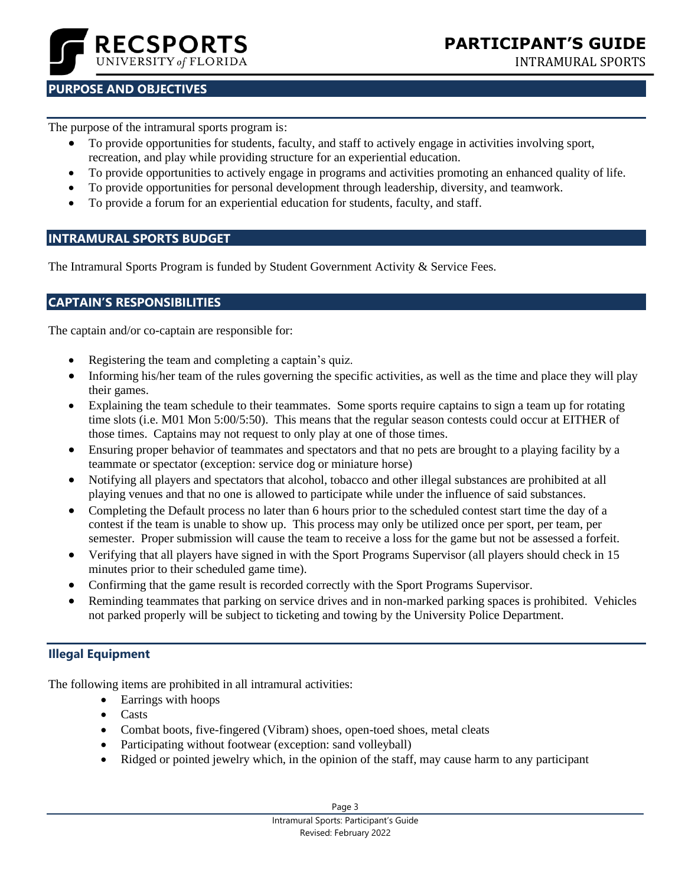## PURPOSE AND OBJECTIVES

The purpose of the intramural sports program is:

- To provide opportunities for students, faculty, and staff to actively engage in activities involving sport, recreation, and play while providing structure for an experiential education.
- To provide opportunities to actively engage in programs and activities promoting an enhanced quality of life.
- To provide opportunities for personal development through leadership, diversity, and teamwork.
- To provide a forum for an experiential education for students, faculty, and staff.

## INTRAMURAL SPORTS BUDGET

The Intramural Sports Program is funded by Student Government Activity & Service Fees.

## CAPTAIN'S RESPONSIBILITIES

The captain and/or co-captain are responsible for:

- Registering the team and completing a captain's quiz.
- Informing his/her team of the rules governing the specific activities, as well as the time and place they will play their games.
- Explaining the team schedule to their teammates. Some sports require captains to sign a team up for rotating time slots (i.e. M01 Mon 5:00/5:50). This means that the regular season contests could occur at EITHER of those times. Captains may not request to only play at one of those times.
- Ensuring proper behavior of teammates and spectators and that no pets are brought to a playing facility by a teammate or spectator (exception: service dog or miniature horse)
- Notifying all players and spectators that alcohol, tobacco and other illegal substances are prohibited at all playing venues and that no one is allowed to participate while under the influence of said substances.
- Completing the Default process no later than 6 hours prior to the scheduled contest start time the day of a contest if the team is unable to show up. This process may only be utilized once per sport, per team, per semester. Proper submission will cause the team to receive a loss for the game but not be assessed a forfeit.
- Verifying that all players have signed in with the Sport Programs Supervisor (all players should check in 15 minutes prior to their scheduled game time).
- Confirming that the game result is recorded correctly with the Sport Programs Supervisor.
- Reminding teammates that parking on service drives and in non-marked parking spaces is prohibited. Vehicles not parked properly will be subject to ticketing and towing by the University Police Department.

### Illegal Equipment

The following items are prohibited in all intramural activities:

- Earrings with hoops
- Casts
- Combat boots, five-fingered (Vibram) shoes, open-toed shoes, metal cleats
- Participating without footwear (exception: sand volleyball)
- Ridged or pointed jewelry which, in the opinion of the staff, may cause harm to any participant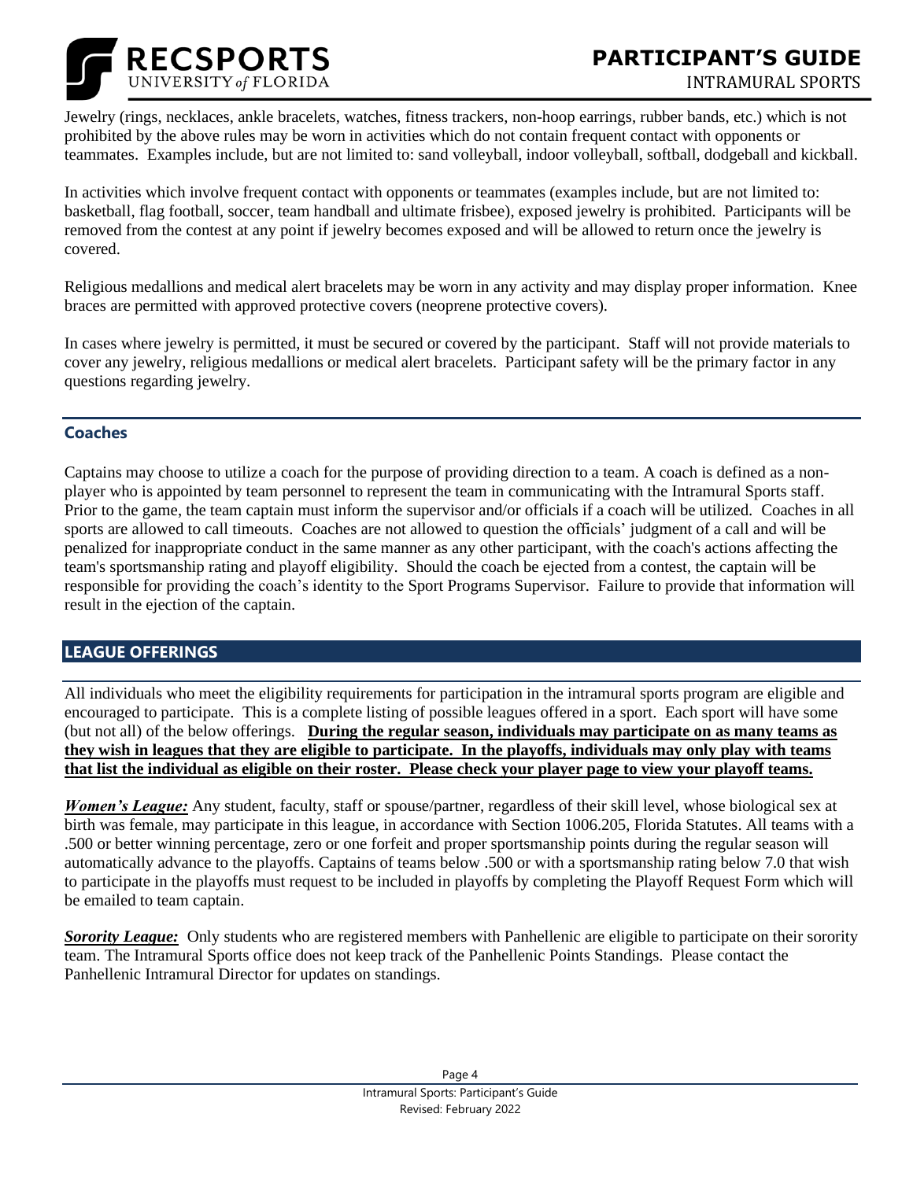Jewelry (rings, necklaces, ankle bracelets, watches, fitness trackers, non-hoop earrings, rubber bands, etc.) which is not prohibited by the above rules may be worn in activities which do not contain frequent contact with opponents or teammates. Examples include, but are not limited to: sand volleyball, indoor volleyball, softball, dodgeball and kickball.

In activities which involve frequent contact with opponents or teammates (examples include, but are not limited to: basketball, flag football, soccer, team handball and ultimate frisbee), exposed jewelry is prohibited. Participants will be removed from the contest at any point if jewelry becomes exposed and will be allowed to return once the jewelry is covered.

Religious medallions and medical alert bracelets may be worn in any activity and may display proper information. Knee braces are permitted with approved protective covers (neoprene protective covers).

In cases where jewelry is permitted, it must be secured or covered by the participant. Staff will not provide materials to cover any jewelry, religious medallions or medical alert bracelets. Participant safety will be the primary factor in any questions regarding jewelry.

### Coaches

Captains may choose to utilize a coach for the purpose of providing direction to a team. A coach is defined as a non-player who is appointed by team personnel to represent the team in communicating with the Intramural Sports staff. Prior to the game, the team captain must inform the supervisor and/or officials if a coach will be utilized. Coaches in all sports are allowed to call timeouts. Coaches are not allowed to question the officials' judgment of a call and will be penalized for inappropriate conduct in the same manner as any other participant, with the coach's actions affecting the team's sportsmanship rating and playoff eligibility. Should the coach be ejected from a contest, the captain will be responsible for providing the coach's identity to the Sport Programs Supervisor. Failure to provide that information will result in the ejection of the captain.

## LEAGUE OFFERINGS

All individuals who meet the eligibility requirements for participation in the intramural sports program are eligible and encouraged to participate. This is a complete listing of possible leagues offered in a sport. Each sport will have some (but not all) of the below offerings. **During the regular season, individuals may participate on as many teams as they wish in leagues that they are eligible to participate. In the playoffs, individuals may only play with teams that list the individual as eligible on their roster. Please check your player page to view your playoff teams.**

***Women's League:*** Any student, faculty, staff or spouse/partner, regardless of their skill level, whose biological sex at birth was female, may participate in this league, in accordance with Section 1006.205, Florida Statutes. All teams with a .500 or better winning percentage, zero or one forfeit and proper sportsmanship points during the regular season will automatically advance to the playoffs. Captains of teams below .500 or with a sportsmanship rating below 7.0 that wish to participate in the playoffs must request to be included in playoffs by completing the Playoff Request Form which will be emailed to team captain.

***Sorority League:*** Only students who are registered members with Panhellenic are eligible to participate on their sorority team. The Intramural Sports office does not keep track of the Panhellenic Points Standings. Please contact the Panhellenic Intramural Director for updates on standings.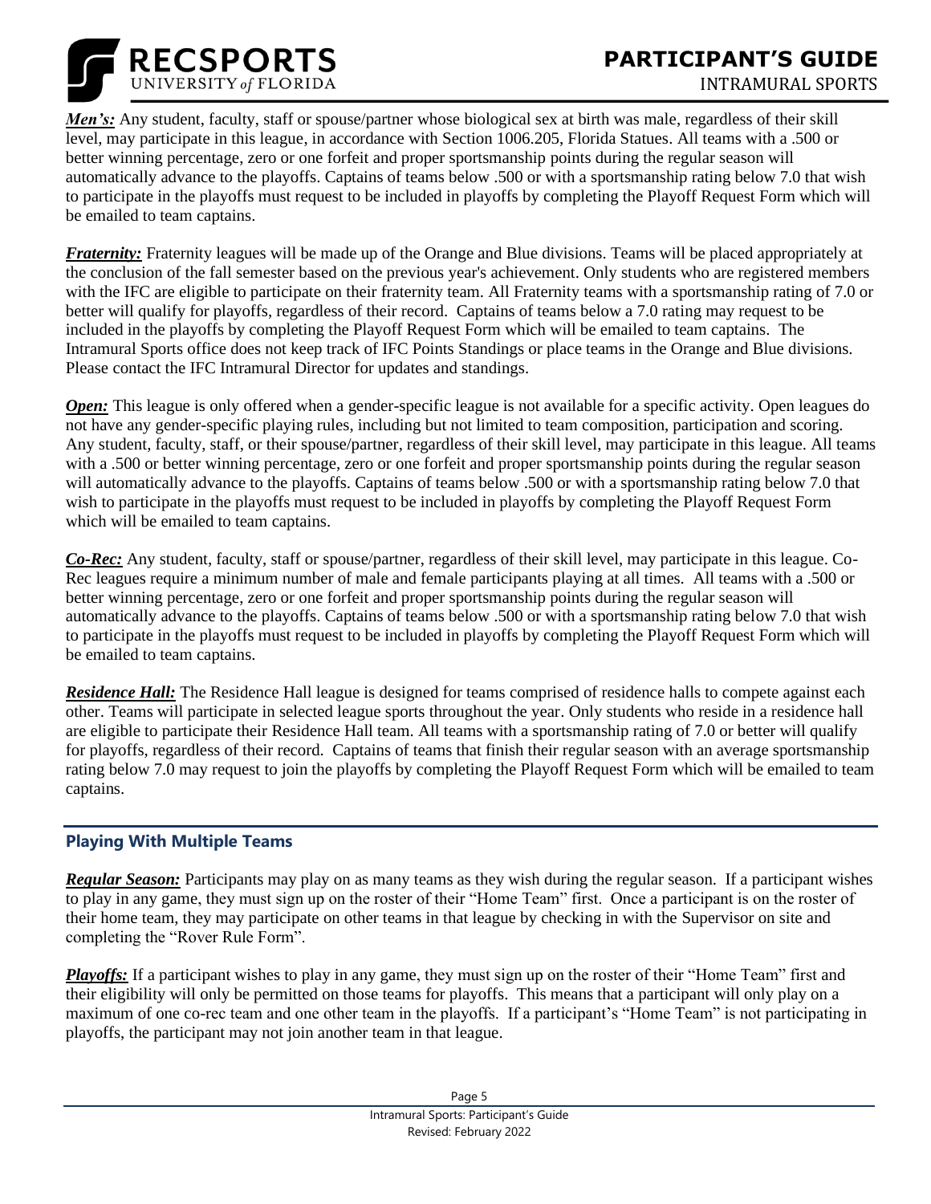***Men's:*** Any student, faculty, staff or spouse/partner whose biological sex at birth was male, regardless of their skill level, may participate in this league, in accordance with Section 1006.205, Florida Statues. All teams with a .500 or better winning percentage, zero or one forfeit and proper sportsmanship points during the regular season will automatically advance to the playoffs. Captains of teams below .500 or with a sportsmanship rating below 7.0 that wish to participate in the playoffs must request to be included in playoffs by completing the Playoff Request Form which will be emailed to team captains.

***Fraternity:*** Fraternity leagues will be made up of the Orange and Blue divisions. Teams will be placed appropriately at the conclusion of the fall semester based on the previous year's achievement. Only students who are registered members with the IFC are eligible to participate on their fraternity team. All Fraternity teams with a sportsmanship rating of 7.0 or better will qualify for playoffs, regardless of their record. Captains of teams below a 7.0 rating may request to be included in the playoffs by completing the Playoff Request Form which will be emailed to team captains. The Intramural Sports office does not keep track of IFC Points Standings or place teams in the Orange and Blue divisions. Please contact the IFC Intramural Director for updates and standings.

***Open:*** This league is only offered when a gender-specific league is not available for a specific activity. Open leagues do not have any gender-specific playing rules, including but not limited to team composition, participation and scoring. Any student, faculty, staff, or their spouse/partner, regardless of their skill level, may participate in this league. All teams with a .500 or better winning percentage, zero or one forfeit and proper sportsmanship points during the regular season will automatically advance to the playoffs. Captains of teams below .500 or with a sportsmanship rating below 7.0 that wish to participate in the playoffs must request to be included in playoffs by completing the Playoff Request Form which will be emailed to team captains.

***Co-Rec:*** Any student, faculty, staff or spouse/partner, regardless of their skill level, may participate in this league. Co-Rec leagues require a minimum number of male and female participants playing at all times. All teams with a .500 or better winning percentage, zero or one forfeit and proper sportsmanship points during the regular season will automatically advance to the playoffs. Captains of teams below .500 or with a sportsmanship rating below 7.0 that wish to participate in the playoffs must request to be included in playoffs by completing the Playoff Request Form which will be emailed to team captains.

***Residence Hall:*** The Residence Hall league is designed for teams comprised of residence halls to compete against each other. Teams will participate in selected league sports throughout the year. Only students who reside in a residence hall are eligible to participate their Residence Hall team. All teams with a sportsmanship rating of 7.0 or better will qualify for playoffs, regardless of their record. Captains of teams that finish their regular season with an average sportsmanship rating below 7.0 may request to join the playoffs by completing the Playoff Request Form which will be emailed to team captains.

## Playing With Multiple Teams

***Regular Season:*** Participants may play on as many teams as they wish during the regular season. If a participant wishes to play in any game, they must sign up on the roster of their "Home Team" first. Once a participant is on the roster of their home team, they may participate on other teams in that league by checking in with the Supervisor on site and completing the "Rover Rule Form".

***Playoffs:*** If a participant wishes to play in any game, they must sign up on the roster of their "Home Team" first and their eligibility will only be permitted on those teams for playoffs. This means that a participant will only play on a maximum of one co-rec team and one other team in the playoffs. If a participant's "Home Team" is not participating in playoffs, the participant may not join another team in that league.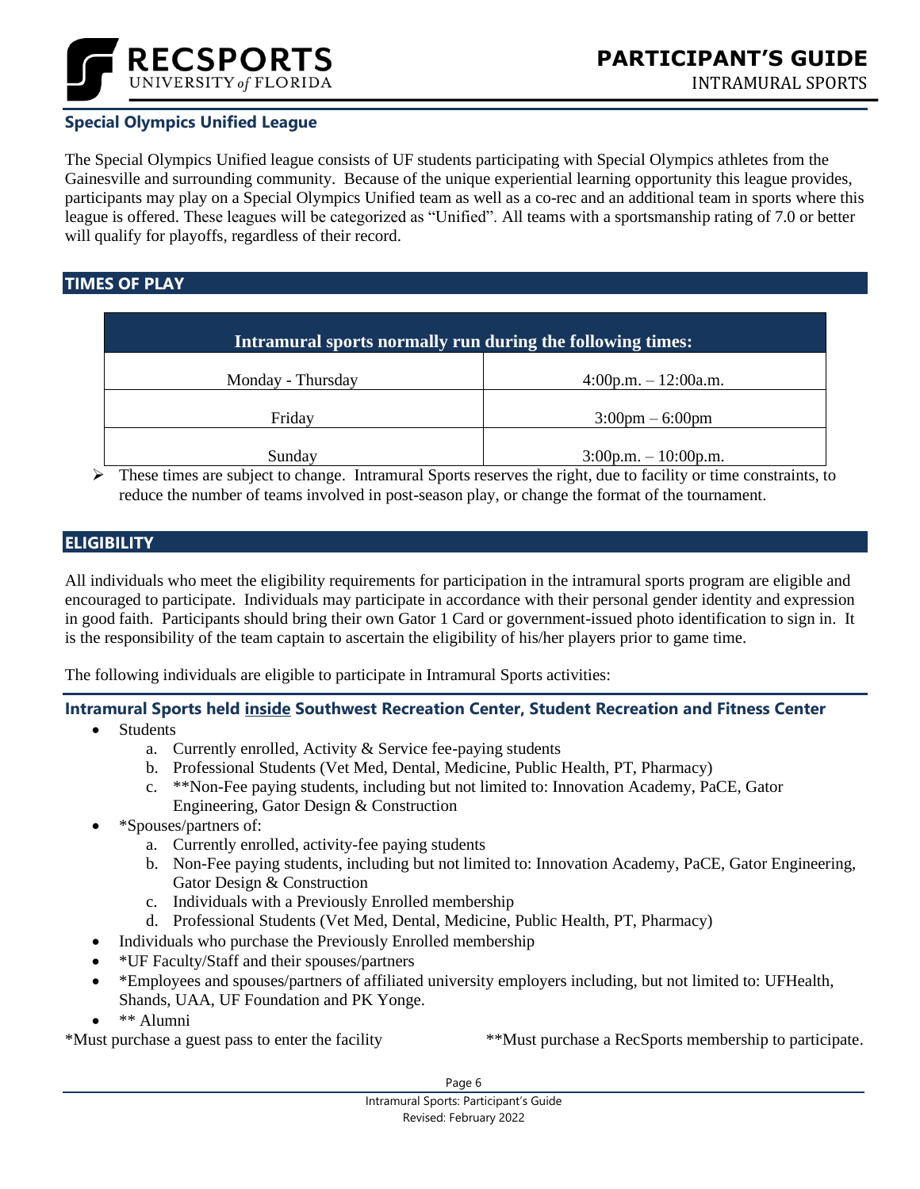### Special Olympics Unified League

The Special Olympics Unified league consists of UF students participating with Special Olympics athletes from the Gainesville and surrounding community. Because of the unique experiential learning opportunity this league provides, participants may play on a Special Olympics Unified team as well as a co-rec and an additional team in sports where this league is offered. These leagues will be categorized as "Unified". All teams with a sportsmanship rating of 7.0 or better will qualify for playoffs, regardless of their record.

## TIMES OF PLAY

| Intramural sports normally run during the following times: | |
|---|---|
| Monday - Thursday | 4:00p.m. – 12:00a.m. |
| Friday | 3:00pm – 6:00pm |
| Sunday | 3:00p.m. – 10:00p.m. |

- These times are subject to change. Intramural Sports reserves the right, due to facility or time constraints, to reduce the number of teams involved in post-season play, or change the format of the tournament.

## ELIGIBILITY

All individuals who meet the eligibility requirements for participation in the intramural sports program are eligible and encouraged to participate. Individuals may participate in accordance with their personal gender identity and expression in good faith. Participants should bring their own Gator 1 Card or government-issued photo identification to sign in. It is the responsibility of the team captain to ascertain the eligibility of his/her players prior to game time.

The following individuals are eligible to participate in Intramural Sports activities:

### Intramural Sports held <u>inside</u> Southwest Recreation Center, Student Recreation and Fitness Center

- Students
  a. Currently enrolled, Activity & Service fee-paying students
  b. Professional Students (Vet Med, Dental, Medicine, Public Health, PT, Pharmacy)
  c. **Non-Fee paying students, including but not limited to: Innovation Academy, PaCE, Gator Engineering, Gator Design & Construction
- *Spouses/partners of:
  a. Currently enrolled, activity-fee paying students
  b. Non-Fee paying students, including but not limited to: Innovation Academy, PaCE, Gator Engineering, Gator Design & Construction
  c. Individuals with a Previously Enrolled membership
  d. Professional Students (Vet Med, Dental, Medicine, Public Health, PT, Pharmacy)
- Individuals who purchase the Previously Enrolled membership
- *UF Faculty/Staff and their spouses/partners
- *Employees and spouses/partners of affiliated university employers including, but not limited to: UFHealth, Shands, UAA, UF Foundation and PK Yonge.
- ** Alumni

*Must purchase a guest pass to enter the facility **Must purchase a RecSports membership to participate.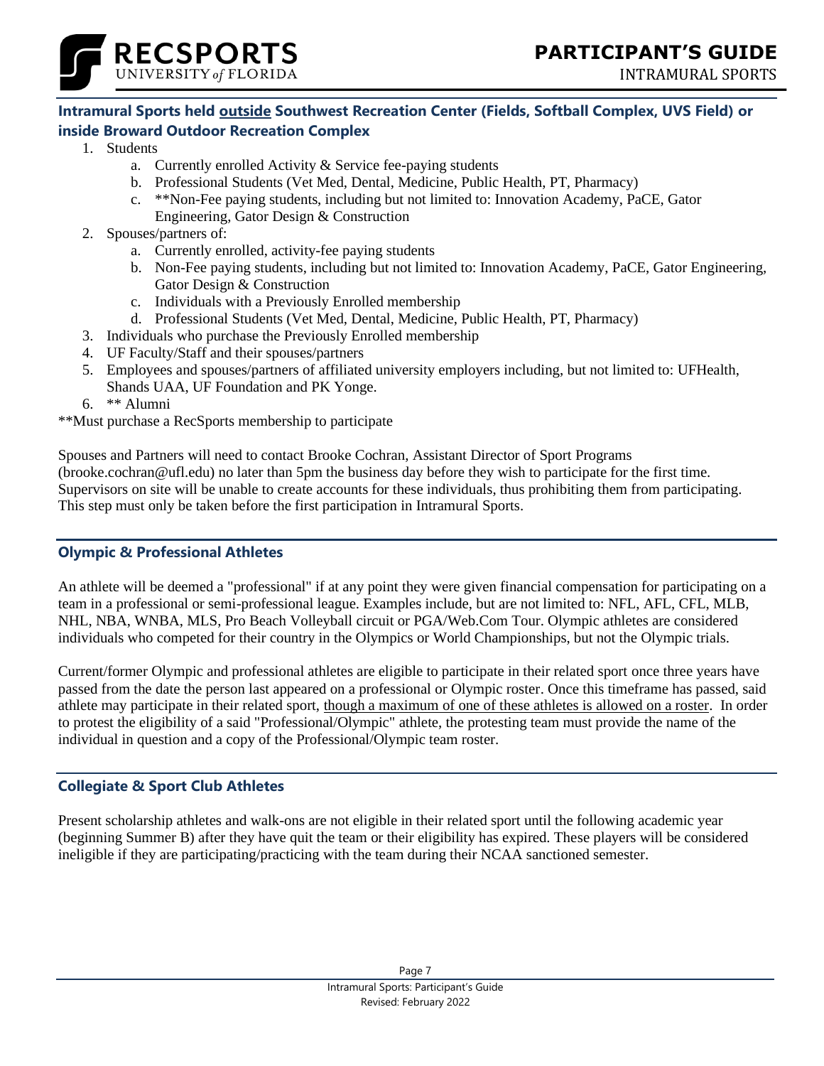### Intramural Sports held <u>outside</u> Southwest Recreation Center (Fields, Softball Complex, UVS Field) or inside Broward Outdoor Recreation Complex

1. Students
    a. Currently enrolled Activity & Service fee-paying students
    b. Professional Students (Vet Med, Dental, Medicine, Public Health, PT, Pharmacy)
    c. **Non-Fee paying students, including but not limited to: Innovation Academy, PaCE, Gator Engineering, Gator Design & Construction
2. Spouses/partners of:
    a. Currently enrolled, activity-fee paying students
    b. Non-Fee paying students, including but not limited to: Innovation Academy, PaCE, Gator Engineering, Gator Design & Construction
    c. Individuals with a Previously Enrolled membership
    d. Professional Students (Vet Med, Dental, Medicine, Public Health, PT, Pharmacy)
3. Individuals who purchase the Previously Enrolled membership
4. UF Faculty/Staff and their spouses/partners
5. Employees and spouses/partners of affiliated university employers including, but not limited to: UFHealth, Shands UAA, UF Foundation and PK Yonge.
6. ** Alumni

**Must purchase a RecSports membership to participate

Spouses and Partners will need to contact Brooke Cochran, Assistant Director of Sport Programs (brooke.cochran@ufl.edu) no later than 5pm the business day before they wish to participate for the first time. Supervisors on site will be unable to create accounts for these individuals, thus prohibiting them from participating. This step must only be taken before the first participation in Intramural Sports.

### Olympic & Professional Athletes

An athlete will be deemed a "professional" if at any point they were given financial compensation for participating on a team in a professional or semi-professional league. Examples include, but are not limited to: NFL, AFL, CFL, MLB, NHL, NBA, WNBA, MLS, Pro Beach Volleyball circuit or PGA/Web.Com Tour. Olympic athletes are considered individuals who competed for their country in the Olympics or World Championships, but not the Olympic trials.

Current/former Olympic and professional athletes are eligible to participate in their related sport once three years have passed from the date the person last appeared on a professional or Olympic roster. Once this timeframe has passed, said athlete may participate in their related sport, <u>though a maximum of one of these athletes is allowed on a roster</u>. In order to protest the eligibility of a said "Professional/Olympic" athlete, the protesting team must provide the name of the individual in question and a copy of the Professional/Olympic team roster.

### Collegiate & Sport Club Athletes

Present scholarship athletes and walk-ons are not eligible in their related sport until the following academic year (beginning Summer B) after they have quit the team or their eligibility has expired. These players will be considered ineligible if they are participating/practicing with the team during their NCAA sanctioned semester.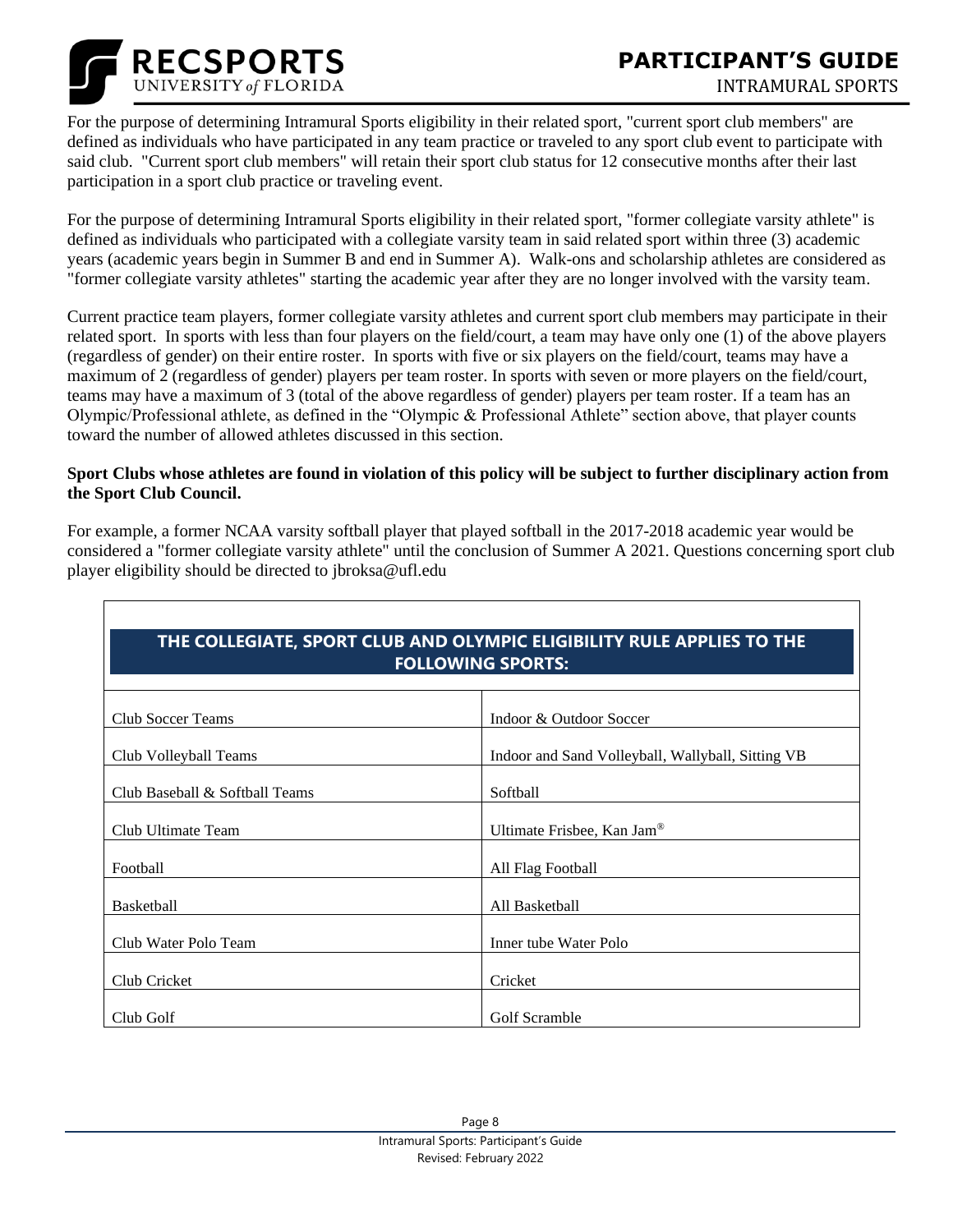For the purpose of determining Intramural Sports eligibility in their related sport, "current sport club members" are defined as individuals who have participated in any team practice or traveled to any sport club event to participate with said club. "Current sport club members" will retain their sport club status for 12 consecutive months after their last participation in a sport club practice or traveling event.

For the purpose of determining Intramural Sports eligibility in their related sport, "former collegiate varsity athlete" is defined as individuals who participated with a collegiate varsity team in said related sport within three (3) academic years (academic years begin in Summer B and end in Summer A). Walk-ons and scholarship athletes are considered as "former collegiate varsity athletes" starting the academic year after they are no longer involved with the varsity team.

Current practice team players, former collegiate varsity athletes and current sport club members may participate in their related sport. In sports with less than four players on the field/court, a team may have only one (1) of the above players (regardless of gender) on their entire roster. In sports with five or six players on the field/court, teams may have a maximum of 2 (regardless of gender) players per team roster. In sports with seven or more players on the field/court, teams may have a maximum of 3 (total of the above regardless of gender) players per team roster. If a team has an Olympic/Professional athlete, as defined in the "Olympic & Professional Athlete" section above, that player counts toward the number of allowed athletes discussed in this section.

**Sport Clubs whose athletes are found in violation of this policy will be subject to further disciplinary action from the Sport Club Council.**

For example, a former NCAA varsity softball player that played softball in the 2017-2018 academic year would be considered a "former collegiate varsity athlete" until the conclusion of Summer A 2021. Questions concerning sport club player eligibility should be directed to jbroksa@ufl.edu

| THE COLLEGIATE, SPORT CLUB AND OLYMPIC ELIGIBILITY RULE APPLIES TO THE FOLLOWING SPORTS: | |
|---|---|
| Club Soccer Teams | Indoor & Outdoor Soccer |
| Club Volleyball Teams | Indoor and Sand Volleyball, Wallyball, Sitting VB |
| Club Baseball & Softball Teams | Softball |
| Club Ultimate Team | Ultimate Frisbee, Kan Jam® |
| Football | All Flag Football |
| Basketball | All Basketball |
| Club Water Polo Team | Inner tube Water Polo |
| Club Cricket | Cricket |
| Club Golf | Golf Scramble |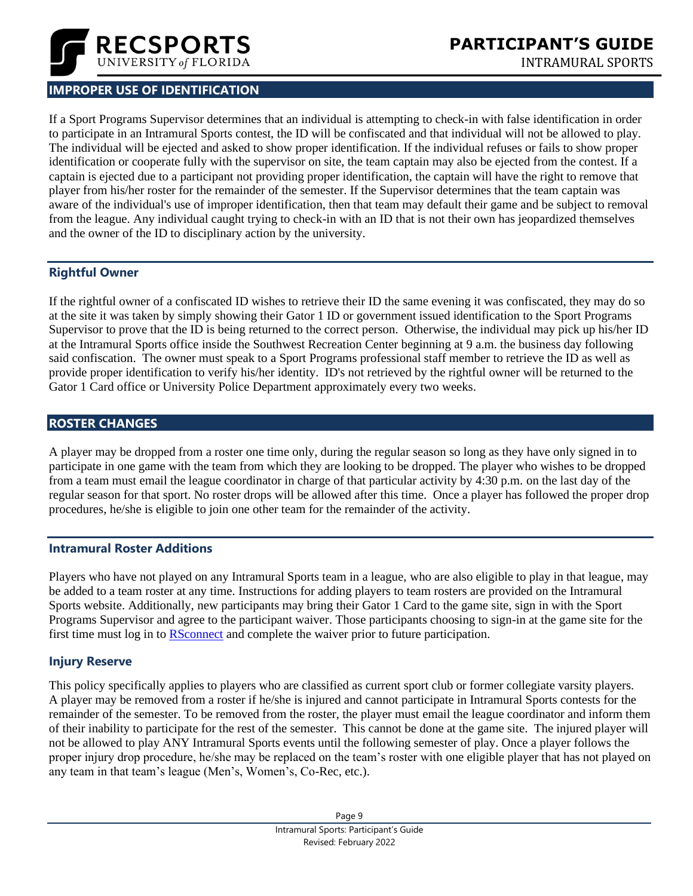## IMPROPER USE OF IDENTIFICATION

If a Sport Programs Supervisor determines that an individual is attempting to check-in with false identification in order to participate in an Intramural Sports contest, the ID will be confiscated and that individual will not be allowed to play. The individual will be ejected and asked to show proper identification. If the individual refuses or fails to show proper identification or cooperate fully with the supervisor on site, the team captain may also be ejected from the contest. If a captain is ejected due to a participant not providing proper identification, the captain will have the right to remove that player from his/her roster for the remainder of the semester. If the Supervisor determines that the team captain was aware of the individual's use of improper identification, then that team may default their game and be subject to removal from the league. Any individual caught trying to check-in with an ID that is not their own has jeopardized themselves and the owner of the ID to disciplinary action by the university.

### Rightful Owner

If the rightful owner of a confiscated ID wishes to retrieve their ID the same evening it was confiscated, they may do so at the site it was taken by simply showing their Gator 1 ID or government issued identification to the Sport Programs Supervisor to prove that the ID is being returned to the correct person. Otherwise, the individual may pick up his/her ID at the Intramural Sports office inside the Southwest Recreation Center beginning at 9 a.m. the business day following said confiscation. The owner must speak to a Sport Programs professional staff member to retrieve the ID as well as provide proper identification to verify his/her identity. ID's not retrieved by the rightful owner will be returned to the Gator 1 Card office or University Police Department approximately every two weeks.

## ROSTER CHANGES

A player may be dropped from a roster one time only, during the regular season so long as they have only signed in to participate in one game with the team from which they are looking to be dropped. The player who wishes to be dropped from a team must email the league coordinator in charge of that particular activity by 4:30 p.m. on the last day of the regular season for that sport. No roster drops will be allowed after this time. Once a player has followed the proper drop procedures, he/she is eligible to join one other team for the remainder of the activity.

### Intramural Roster Additions

Players who have not played on any Intramural Sports team in a league, who are also eligible to play in that league, may be added to a team roster at any time. Instructions for adding players to team rosters are provided on the Intramural Sports website. Additionally, new participants may bring their Gator 1 Card to the game site, sign in with the Sport Programs Supervisor and agree to the participant waiver. Those participants choosing to sign-in at the game site for the first time must log in to RSconnect and complete the waiver prior to future participation.

### Injury Reserve

This policy specifically applies to players who are classified as current sport club or former collegiate varsity players. A player may be removed from a roster if he/she is injured and cannot participate in Intramural Sports contests for the remainder of the semester. To be removed from the roster, the player must email the league coordinator and inform them of their inability to participate for the rest of the semester. This cannot be done at the game site. The injured player will not be allowed to play ANY Intramural Sports events until the following semester of play. Once a player follows the proper injury drop procedure, he/she may be replaced on the team's roster with one eligible player that has not played on any team in that team's league (Men's, Women's, Co-Rec, etc.).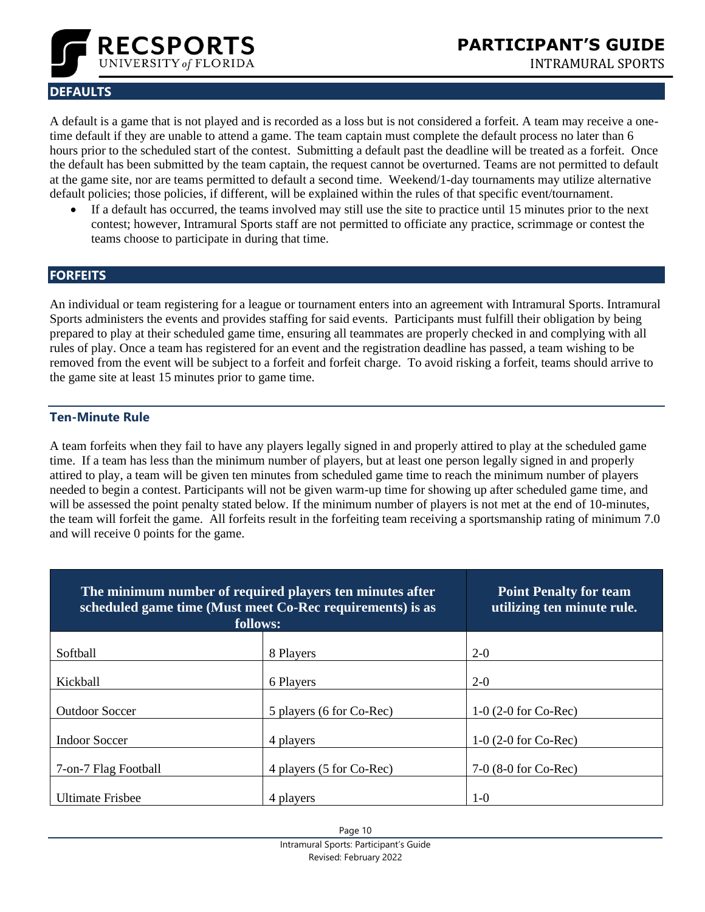## DEFAULTS

A default is a game that is not played and is recorded as a loss but is not considered a forfeit. A team may receive a one-time default if they are unable to attend a game. The team captain must complete the default process no later than 6 hours prior to the scheduled start of the contest. Submitting a default past the deadline will be treated as a forfeit. Once the default has been submitted by the team captain, the request cannot be overturned. Teams are not permitted to default at the game site, nor are teams permitted to default a second time. Weekend/1-day tournaments may utilize alternative default policies; those policies, if different, will be explained within the rules of that specific event/tournament.

- If a default has occurred, the teams involved may still use the site to practice until 15 minutes prior to the next contest; however, Intramural Sports staff are not permitted to officiate any practice, scrimmage or contest the teams choose to participate in during that time.

## FORFEITS

An individual or team registering for a league or tournament enters into an agreement with Intramural Sports. Intramural Sports administers the events and provides staffing for said events. Participants must fulfill their obligation by being prepared to play at their scheduled game time, ensuring all teammates are properly checked in and complying with all rules of play. Once a team has registered for an event and the registration deadline has passed, a team wishing to be removed from the event will be subject to a forfeit and forfeit charge. To avoid risking a forfeit, teams should arrive to the game site at least 15 minutes prior to game time.

### Ten-Minute Rule

A team forfeits when they fail to have any players legally signed in and properly attired to play at the scheduled game time. If a team has less than the minimum number of players, but at least one person legally signed in and properly attired to play, a team will be given ten minutes from scheduled game time to reach the minimum number of players needed to begin a contest. Participants will not be given warm-up time for showing up after scheduled game time, and will be assessed the point penalty stated below. If the minimum number of players is not met at the end of 10-minutes, the team will forfeit the game. All forfeits result in the forfeiting team receiving a sportsmanship rating of minimum 7.0 and will receive 0 points for the game.

| The minimum number of required players ten minutes after scheduled game time (Must meet Co-Rec requirements) is as follows: | | Point Penalty for team utilizing ten minute rule. |
|---|---|---|
| Softball | 8 Players | 2-0 |
| Kickball | 6 Players | 2-0 |
| Outdoor Soccer | 5 players (6 for Co-Rec) | 1-0 (2-0 for Co-Rec) |
| Indoor Soccer | 4 players | 1-0 (2-0 for Co-Rec) |
| 7-on-7 Flag Football | 4 players (5 for Co-Rec) | 7-0 (8-0 for Co-Rec) |
| Ultimate Frisbee | 4 players | 1-0 |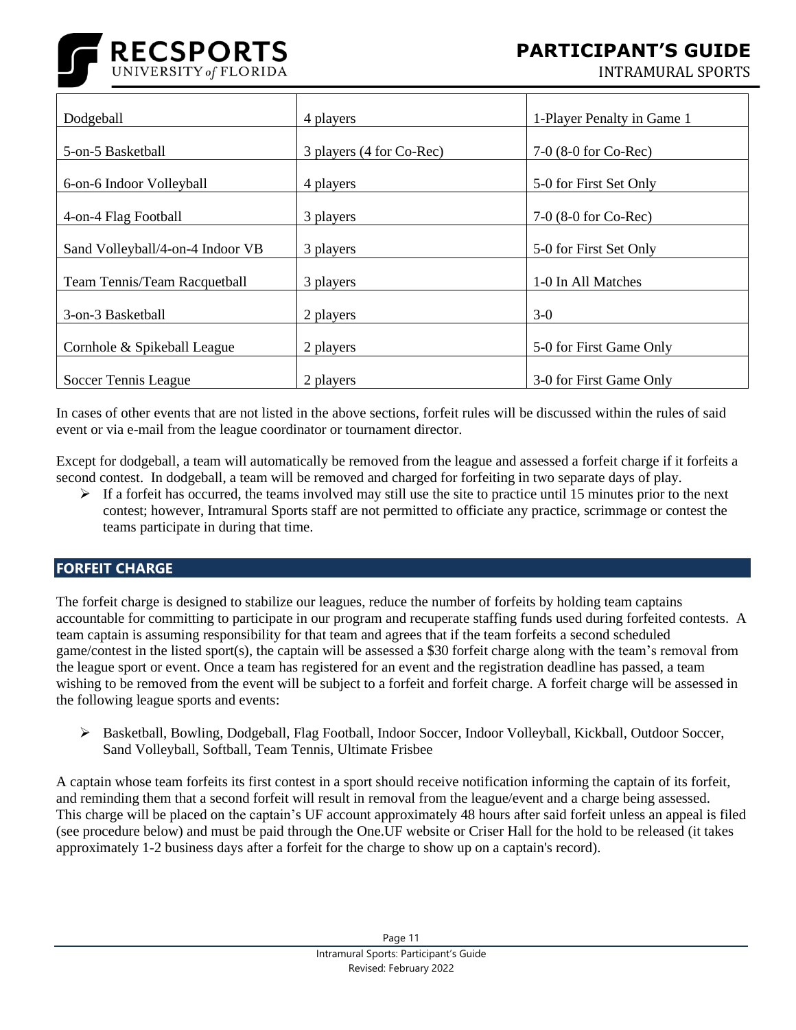| | | |
|---|---|---|
| Dodgeball | 4 players | 1-Player Penalty in Game 1 |
| 5-on-5 Basketball | 3 players (4 for Co-Rec) | 7-0 (8-0 for Co-Rec) |
| 6-on-6 Indoor Volleyball | 4 players | 5-0 for First Set Only |
| 4-on-4 Flag Football | 3 players | 7-0 (8-0 for Co-Rec) |
| Sand Volleyball/4-on-4 Indoor VB | 3 players | 5-0 for First Set Only |
| Team Tennis/Team Racquetball | 3 players | 1-0 In All Matches |
| 3-on-3 Basketball | 2 players | 3-0 |
| Cornhole & Spikeball League | 2 players | 5-0 for First Game Only |
| Soccer Tennis League | 2 players | 3-0 for First Game Only |

In cases of other events that are not listed in the above sections, forfeit rules will be discussed within the rules of said event or via e-mail from the league coordinator or tournament director.

Except for dodgeball, a team will automatically be removed from the league and assessed a forfeit charge if it forfeits a second contest. In dodgeball, a team will be removed and charged for forfeiting in two separate days of play.

- If a forfeit has occurred, the teams involved may still use the site to practice until 15 minutes prior to the next contest; however, Intramural Sports staff are not permitted to officiate any practice, scrimmage or contest the teams participate in during that time.

## FORFEIT CHARGE

The forfeit charge is designed to stabilize our leagues, reduce the number of forfeits by holding team captains accountable for committing to participate in our program and recuperate staffing funds used during forfeited contests. A team captain is assuming responsibility for that team and agrees that if the team forfeits a second scheduled game/contest in the listed sport(s), the captain will be assessed a $30 forfeit charge along with the team's removal from the league sport or event. Once a team has registered for an event and the registration deadline has passed, a team wishing to be removed from the event will be subject to a forfeit and forfeit charge. A forfeit charge will be assessed in the following league sports and events:

- Basketball, Bowling, Dodgeball, Flag Football, Indoor Soccer, Indoor Volleyball, Kickball, Outdoor Soccer, Sand Volleyball, Softball, Team Tennis, Ultimate Frisbee

A captain whose team forfeits its first contest in a sport should receive notification informing the captain of its forfeit, and reminding them that a second forfeit will result in removal from the league/event and a charge being assessed. This charge will be placed on the captain's UF account approximately 48 hours after said forfeit unless an appeal is filed (see procedure below) and must be paid through the One.UF website or Criser Hall for the hold to be released (it takes approximately 1-2 business days after a forfeit for the charge to show up on a captain's record).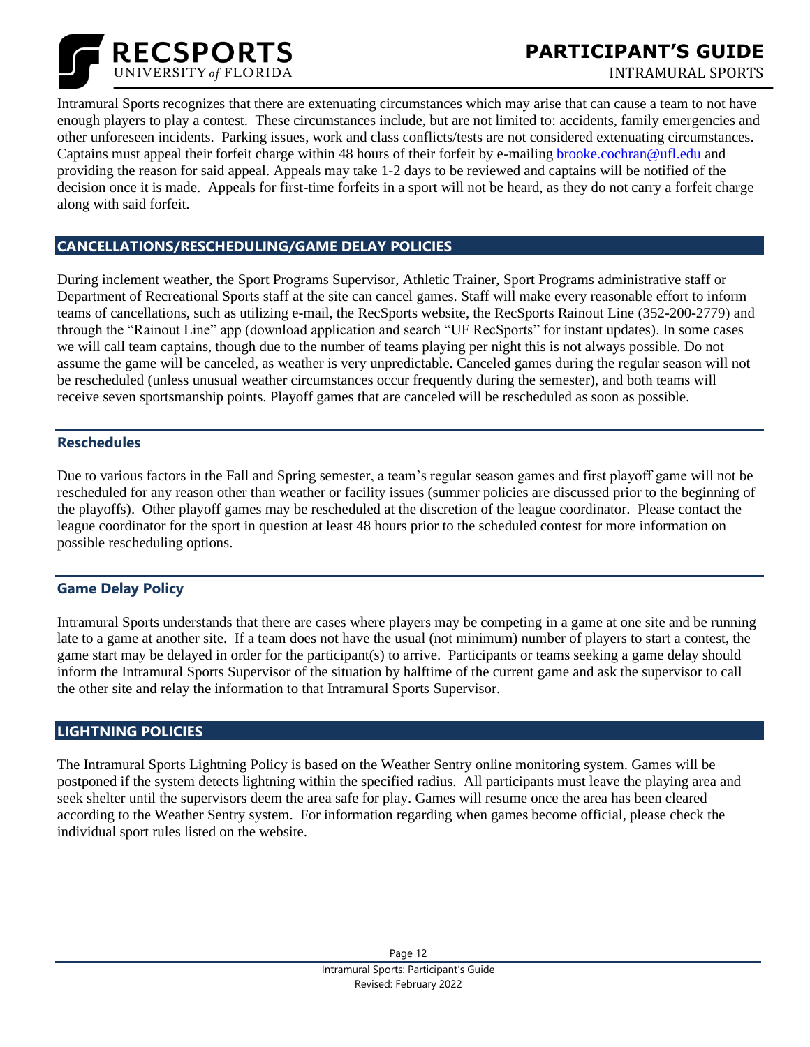Intramural Sports recognizes that there are extenuating circumstances which may arise that can cause a team to not have enough players to play a contest. These circumstances include, but are not limited to: accidents, family emergencies and other unforeseen incidents. Parking issues, work and class conflicts/tests are not considered extenuating circumstances. Captains must appeal their forfeit charge within 48 hours of their forfeit by e-mailing brooke.cochran@ufl.edu and providing the reason for said appeal. Appeals may take 1-2 days to be reviewed and captains will be notified of the decision once it is made. Appeals for first-time forfeits in a sport will not be heard, as they do not carry a forfeit charge along with said forfeit.

## CANCELLATIONS/RESCHEDULING/GAME DELAY POLICIES

During inclement weather, the Sport Programs Supervisor, Athletic Trainer, Sport Programs administrative staff or Department of Recreational Sports staff at the site can cancel games. Staff will make every reasonable effort to inform teams of cancellations, such as utilizing e-mail, the RecSports website, the RecSports Rainout Line (352-200-2779) and through the "Rainout Line" app (download application and search "UF RecSports" for instant updates). In some cases we will call team captains, though due to the number of teams playing per night this is not always possible. Do not assume the game will be canceled, as weather is very unpredictable. Canceled games during the regular season will not be rescheduled (unless unusual weather circumstances occur frequently during the semester), and both teams will receive seven sportsmanship points. Playoff games that are canceled will be rescheduled as soon as possible.

### Reschedules

Due to various factors in the Fall and Spring semester, a team's regular season games and first playoff game will not be rescheduled for any reason other than weather or facility issues (summer policies are discussed prior to the beginning of the playoffs). Other playoff games may be rescheduled at the discretion of the league coordinator. Please contact the league coordinator for the sport in question at least 48 hours prior to the scheduled contest for more information on possible rescheduling options.

### Game Delay Policy

Intramural Sports understands that there are cases where players may be competing in a game at one site and be running late to a game at another site. If a team does not have the usual (not minimum) number of players to start a contest, the game start may be delayed in order for the participant(s) to arrive. Participants or teams seeking a game delay should inform the Intramural Sports Supervisor of the situation by halftime of the current game and ask the supervisor to call the other site and relay the information to that Intramural Sports Supervisor.

## LIGHTNING POLICIES

The Intramural Sports Lightning Policy is based on the Weather Sentry online monitoring system. Games will be postponed if the system detects lightning within the specified radius. All participants must leave the playing area and seek shelter until the supervisors deem the area safe for play. Games will resume once the area has been cleared according to the Weather Sentry system. For information regarding when games become official, please check the individual sport rules listed on the website.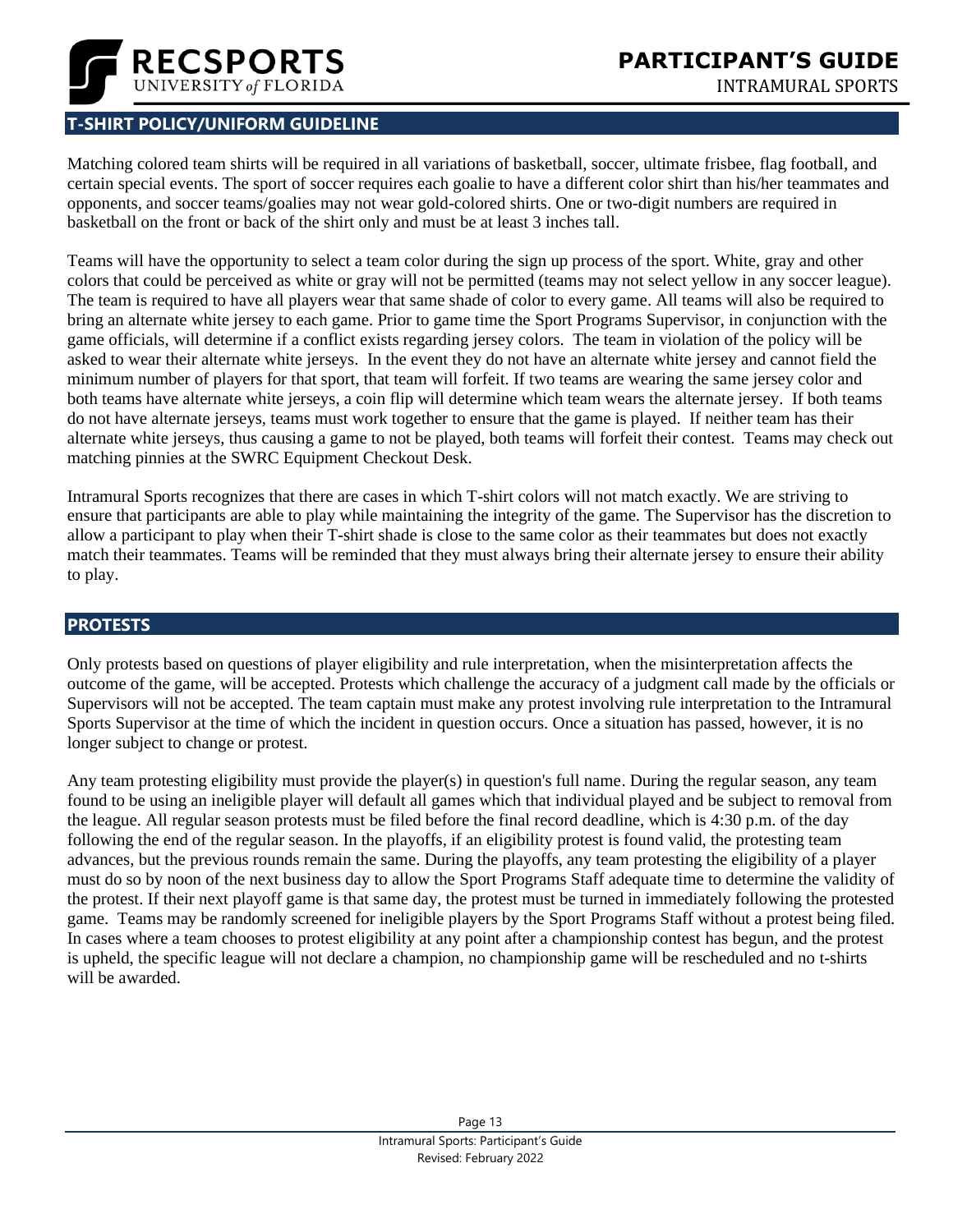## T-SHIRT POLICY/UNIFORM GUIDELINE

Matching colored team shirts will be required in all variations of basketball, soccer, ultimate frisbee, flag football, and certain special events. The sport of soccer requires each goalie to have a different color shirt than his/her teammates and opponents, and soccer teams/goalies may not wear gold-colored shirts. One or two-digit numbers are required in basketball on the front or back of the shirt only and must be at least 3 inches tall.

Teams will have the opportunity to select a team color during the sign up process of the sport. White, gray and other colors that could be perceived as white or gray will not be permitted (teams may not select yellow in any soccer league). The team is required to have all players wear that same shade of color to every game. All teams will also be required to bring an alternate white jersey to each game. Prior to game time the Sport Programs Supervisor, in conjunction with the game officials, will determine if a conflict exists regarding jersey colors. The team in violation of the policy will be asked to wear their alternate white jerseys. In the event they do not have an alternate white jersey and cannot field the minimum number of players for that sport, that team will forfeit. If two teams are wearing the same jersey color and both teams have alternate white jerseys, a coin flip will determine which team wears the alternate jersey. If both teams do not have alternate jerseys, teams must work together to ensure that the game is played. If neither team has their alternate white jerseys, thus causing a game to not be played, both teams will forfeit their contest. Teams may check out matching pinnies at the SWRC Equipment Checkout Desk.

Intramural Sports recognizes that there are cases in which T-shirt colors will not match exactly. We are striving to ensure that participants are able to play while maintaining the integrity of the game. The Supervisor has the discretion to allow a participant to play when their T-shirt shade is close to the same color as their teammates but does not exactly match their teammates. Teams will be reminded that they must always bring their alternate jersey to ensure their ability to play.

## PROTESTS

Only protests based on questions of player eligibility and rule interpretation, when the misinterpretation affects the outcome of the game, will be accepted. Protests which challenge the accuracy of a judgment call made by the officials or Supervisors will not be accepted. The team captain must make any protest involving rule interpretation to the Intramural Sports Supervisor at the time of which the incident in question occurs. Once a situation has passed, however, it is no longer subject to change or protest.

Any team protesting eligibility must provide the player(s) in question's full name. During the regular season, any team found to be using an ineligible player will default all games which that individual played and be subject to removal from the league. All regular season protests must be filed before the final record deadline, which is 4:30 p.m. of the day following the end of the regular season. In the playoffs, if an eligibility protest is found valid, the protesting team advances, but the previous rounds remain the same. During the playoffs, any team protesting the eligibility of a player must do so by noon of the next business day to allow the Sport Programs Staff adequate time to determine the validity of the protest. If their next playoff game is that same day, the protest must be turned in immediately following the protested game. Teams may be randomly screened for ineligible players by the Sport Programs Staff without a protest being filed. In cases where a team chooses to protest eligibility at any point after a championship contest has begun, and the protest is upheld, the specific league will not declare a champion, no championship game will be rescheduled and no t-shirts will be awarded.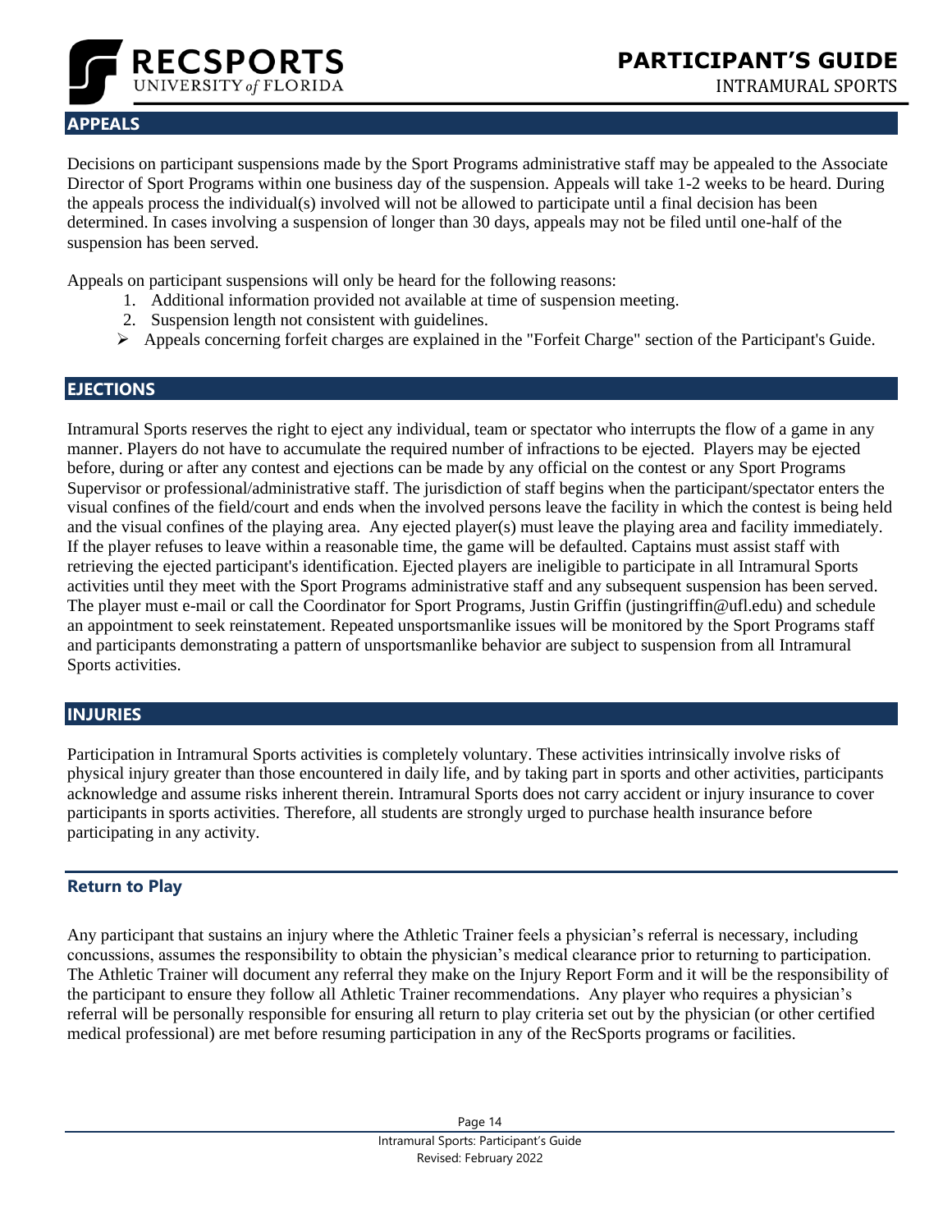## APPEALS

Decisions on participant suspensions made by the Sport Programs administrative staff may be appealed to the Associate Director of Sport Programs within one business day of the suspension. Appeals will take 1-2 weeks to be heard. During the appeals process the individual(s) involved will not be allowed to participate until a final decision has been determined. In cases involving a suspension of longer than 30 days, appeals may not be filed until one-half of the suspension has been served.

Appeals on participant suspensions will only be heard for the following reasons:

1. Additional information provided not available at time of suspension meeting.
2. Suspension length not consistent with guidelines.

- Appeals concerning forfeit charges are explained in the "Forfeit Charge" section of the Participant's Guide.

## EJECTIONS

Intramural Sports reserves the right to eject any individual, team or spectator who interrupts the flow of a game in any manner. Players do not have to accumulate the required number of infractions to be ejected. Players may be ejected before, during or after any contest and ejections can be made by any official on the contest or any Sport Programs Supervisor or professional/administrative staff. The jurisdiction of staff begins when the participant/spectator enters the visual confines of the field/court and ends when the involved persons leave the facility in which the contest is being held and the visual confines of the playing area. Any ejected player(s) must leave the playing area and facility immediately. If the player refuses to leave within a reasonable time, the game will be defaulted. Captains must assist staff with retrieving the ejected participant's identification. Ejected players are ineligible to participate in all Intramural Sports activities until they meet with the Sport Programs administrative staff and any subsequent suspension has been served. The player must e-mail or call the Coordinator for Sport Programs, Justin Griffin (justingriffin@ufl.edu) and schedule an appointment to seek reinstatement. Repeated unsportsmanlike issues will be monitored by the Sport Programs staff and participants demonstrating a pattern of unsportsmanlike behavior are subject to suspension from all Intramural Sports activities.

## INJURIES

Participation in Intramural Sports activities is completely voluntary. These activities intrinsically involve risks of physical injury greater than those encountered in daily life, and by taking part in sports and other activities, participants acknowledge and assume risks inherent therein. Intramural Sports does not carry accident or injury insurance to cover participants in sports activities. Therefore, all students are strongly urged to purchase health insurance before participating in any activity.

### Return to Play

Any participant that sustains an injury where the Athletic Trainer feels a physician's referral is necessary, including concussions, assumes the responsibility to obtain the physician's medical clearance prior to returning to participation. The Athletic Trainer will document any referral they make on the Injury Report Form and it will be the responsibility of the participant to ensure they follow all Athletic Trainer recommendations. Any player who requires a physician's referral will be personally responsible for ensuring all return to play criteria set out by the physician (or other certified medical professional) are met before resuming participation in any of the RecSports programs or facilities.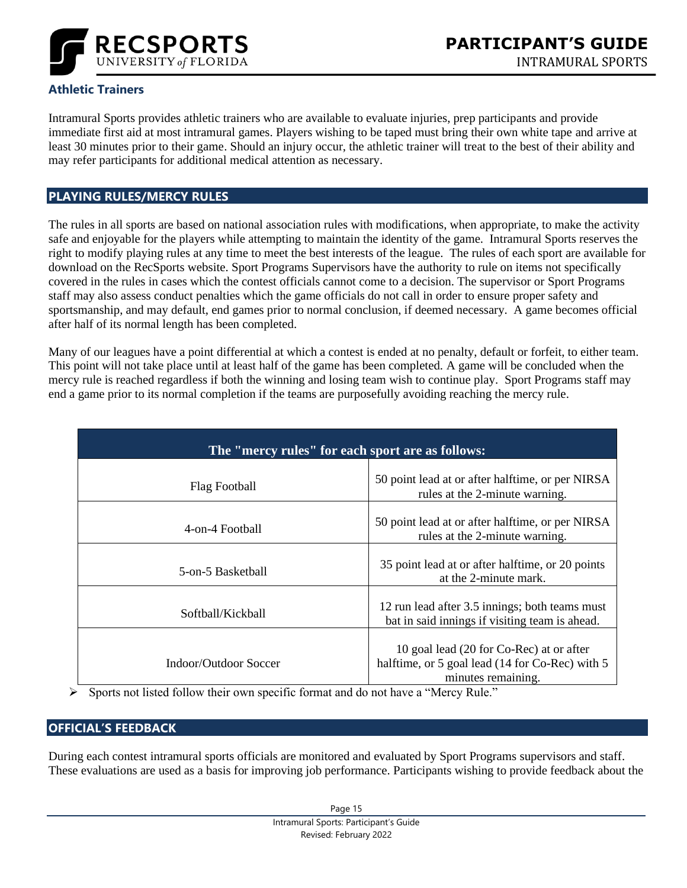### Athletic Trainers

Intramural Sports provides athletic trainers who are available to evaluate injuries, prep participants and provide immediate first aid at most intramural games. Players wishing to be taped must bring their own white tape and arrive at least 30 minutes prior to their game. Should an injury occur, the athletic trainer will treat to the best of their ability and may refer participants for additional medical attention as necessary.

## PLAYING RULES/MERCY RULES

The rules in all sports are based on national association rules with modifications, when appropriate, to make the activity safe and enjoyable for the players while attempting to maintain the identity of the game. Intramural Sports reserves the right to modify playing rules at any time to meet the best interests of the league. The rules of each sport are available for download on the RecSports website. Sport Programs Supervisors have the authority to rule on items not specifically covered in the rules in cases which the contest officials cannot come to a decision. The supervisor or Sport Programs staff may also assess conduct penalties which the game officials do not call in order to ensure proper safety and sportsmanship, and may default, end games prior to normal conclusion, if deemed necessary. A game becomes official after half of its normal length has been completed.

Many of our leagues have a point differential at which a contest is ended at no penalty, default or forfeit, to either team. This point will not take place until at least half of the game has been completed. A game will be concluded when the mercy rule is reached regardless if both the winning and losing team wish to continue play. Sport Programs staff may end a game prior to its normal completion if the teams are purposefully avoiding reaching the mercy rule.

| The "mercy rules" for each sport are as follows: | |
|---|---|
| Flag Football | 50 point lead at or after halftime, or per NIRSA rules at the 2-minute warning. |
| 4-on-4 Football | 50 point lead at or after halftime, or per NIRSA rules at the 2-minute warning. |
| 5-on-5 Basketball | 35 point lead at or after halftime, or 20 points at the 2-minute mark. |
| Softball/Kickball | 12 run lead after 3.5 innings; both teams must bat in said innings if visiting team is ahead. |
| Indoor/Outdoor Soccer | 10 goal lead (20 for Co-Rec) at or after halftime, or 5 goal lead (14 for Co-Rec) with 5 minutes remaining. |

- Sports not listed follow their own specific format and do not have a "Mercy Rule."

## OFFICIAL'S FEEDBACK

During each contest intramural sports officials are monitored and evaluated by Sport Programs supervisors and staff. These evaluations are used as a basis for improving job performance. Participants wishing to provide feedback about the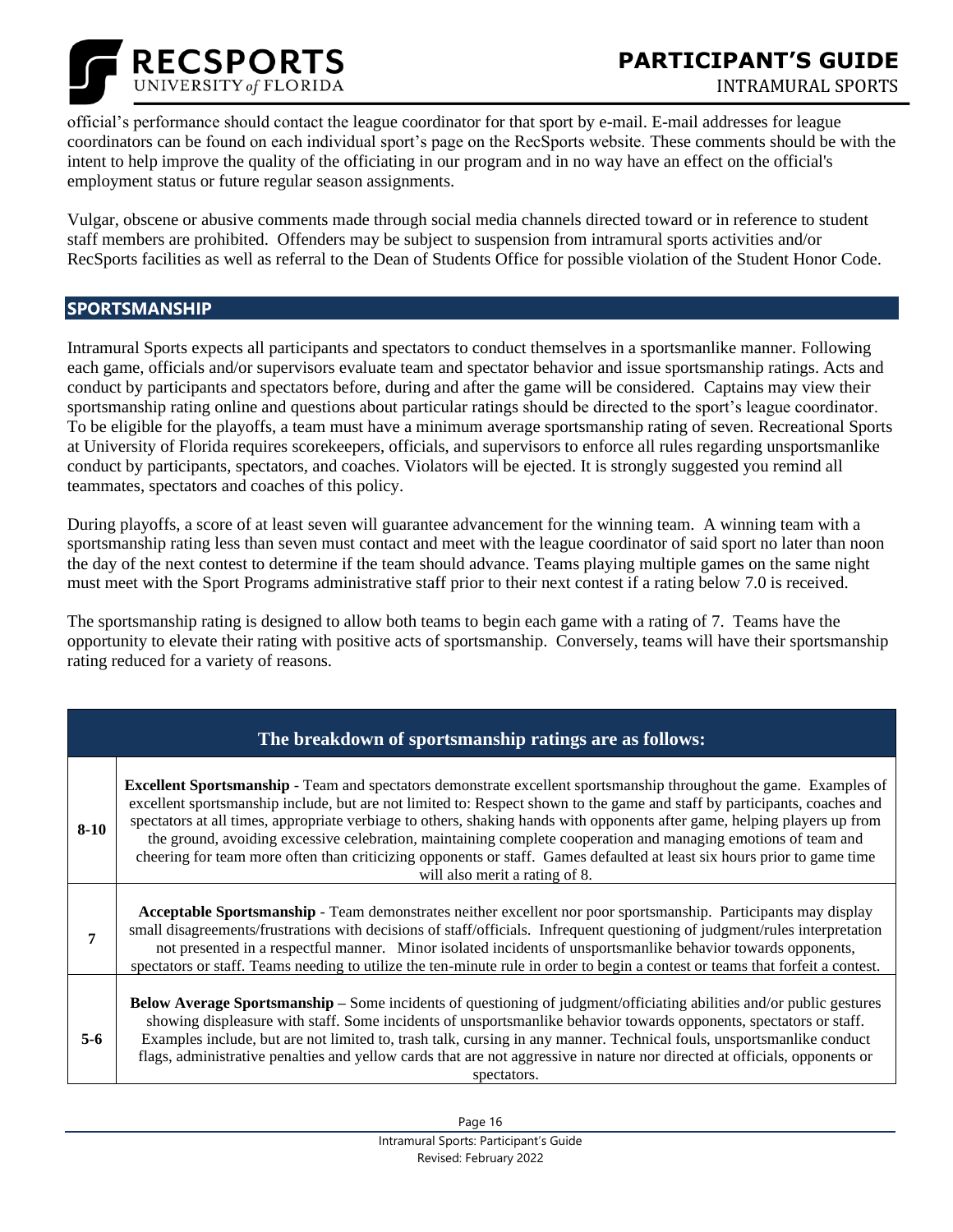official's performance should contact the league coordinator for that sport by e-mail. E-mail addresses for league coordinators can be found on each individual sport's page on the RecSports website. These comments should be with the intent to help improve the quality of the officiating in our program and in no way have an effect on the official's employment status or future regular season assignments.

Vulgar, obscene or abusive comments made through social media channels directed toward or in reference to student staff members are prohibited. Offenders may be subject to suspension from intramural sports activities and/or RecSports facilities as well as referral to the Dean of Students Office for possible violation of the Student Honor Code.

## SPORTSMANSHIP

Intramural Sports expects all participants and spectators to conduct themselves in a sportsmanlike manner. Following each game, officials and/or supervisors evaluate team and spectator behavior and issue sportsmanship ratings. Acts and conduct by participants and spectators before, during and after the game will be considered. Captains may view their sportsmanship rating online and questions about particular ratings should be directed to the sport's league coordinator. To be eligible for the playoffs, a team must have a minimum average sportsmanship rating of seven. Recreational Sports at University of Florida requires scorekeepers, officials, and supervisors to enforce all rules regarding unsportsmanlike conduct by participants, spectators, and coaches. Violators will be ejected. It is strongly suggested you remind all teammates, spectators and coaches of this policy.

During playoffs, a score of at least seven will guarantee advancement for the winning team. A winning team with a sportsmanship rating less than seven must contact and meet with the league coordinator of said sport no later than noon the day of the next contest to determine if the team should advance. Teams playing multiple games on the same night must meet with the Sport Programs administrative staff prior to their next contest if a rating below 7.0 is received.

The sportsmanship rating is designed to allow both teams to begin each game with a rating of 7. Teams have the opportunity to elevate their rating with positive acts of sportsmanship. Conversely, teams will have their sportsmanship rating reduced for a variety of reasons.

| The breakdown of sportsmanship ratings are as follows: | |
|---|---|
| **8-10** | **Excellent Sportsmanship** - Team and spectators demonstrate excellent sportsmanship throughout the game. Examples of excellent sportsmanship include, but are not limited to: Respect shown to the game and staff by participants, coaches and spectators at all times, appropriate verbiage to others, shaking hands with opponents after game, helping players up from the ground, avoiding excessive celebration, maintaining complete cooperation and managing emotions of team and cheering for team more often than criticizing opponents or staff. Games defaulted at least six hours prior to game time will also merit a rating of 8. |
| **7** | **Acceptable Sportsmanship** - Team demonstrates neither excellent nor poor sportsmanship. Participants may display small disagreements/frustrations with decisions of staff/officials. Infrequent questioning of judgment/rules interpretation not presented in a respectful manner. Minor isolated incidents of unsportsmanlike behavior towards opponents, spectators or staff. Teams needing to utilize the ten-minute rule in order to begin a contest or teams that forfeit a contest. |
| **5-6** | **Below Average Sportsmanship** – Some incidents of questioning of judgment/officiating abilities and/or public gestures showing displeasure with staff. Some incidents of unsportsmanlike behavior towards opponents, spectators or staff. Examples include, but are not limited to, trash talk, cursing in any manner. Technical fouls, unsportsmanlike conduct flags, administrative penalties and yellow cards that are not aggressive in nature nor directed at officials, opponents or spectators. |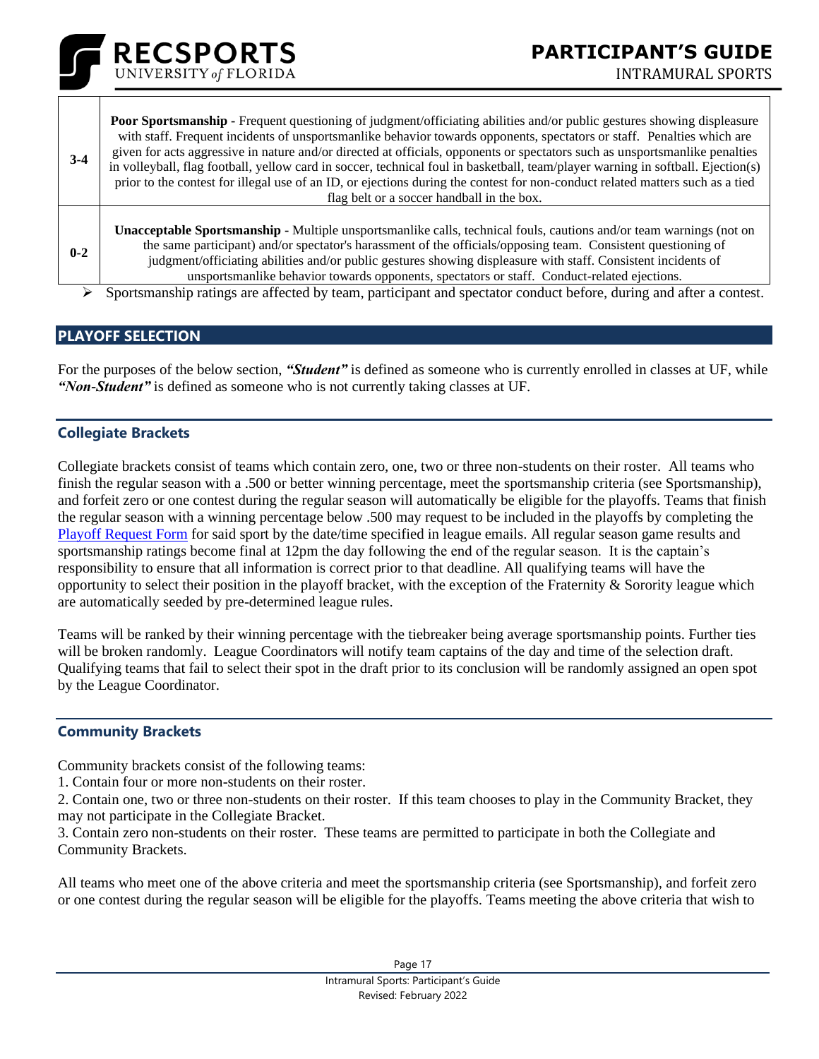| | |
|---|---|
| 3-4 | **Poor Sportsmanship** - Frequent questioning of judgment/officiating abilities and/or public gestures showing displeasure with staff. Frequent incidents of unsportsmanlike behavior towards opponents, spectators or staff. Penalties which are given for acts aggressive in nature and/or directed at officials, opponents or spectators such as unsportsmanlike penalties in volleyball, flag football, yellow card in soccer, technical foul in basketball, team/player warning in softball. Ejection(s) prior to the contest for illegal use of an ID, or ejections during the contest for non-conduct related matters such as a tied flag belt or a soccer handball in the box. |
| 0-2 | **Unacceptable Sportsmanship** - Multiple unsportsmanlike calls, technical fouls, cautions and/or team warnings (not on the same participant) and/or spectator's harassment of the officials/opposing team. Consistent questioning of judgment/officiating abilities and/or public gestures showing displeasure with staff. Consistent incidents of unsportsmanlike behavior towards opponents, spectators or staff. Conduct-related ejections. |

- Sportsmanship ratings are affected by team, participant and spectator conduct before, during and after a contest.

## PLAYOFF SELECTION

For the purposes of the below section, ***"Student"*** is defined as someone who is currently enrolled in classes at UF, while ***"Non-Student"*** is defined as someone who is not currently taking classes at UF.

### Collegiate Brackets

Collegiate brackets consist of teams which contain zero, one, two or three non-students on their roster. All teams who finish the regular season with a .500 or better winning percentage, meet the sportsmanship criteria (see Sportsmanship), and forfeit zero or one contest during the regular season will automatically be eligible for the playoffs. Teams that finish the regular season with a winning percentage below .500 may request to be included in the playoffs by completing the Playoff Request Form for said sport by the date/time specified in league emails. All regular season game results and sportsmanship ratings become final at 12pm the day following the end of the regular season. It is the captain's responsibility to ensure that all information is correct prior to that deadline. All qualifying teams will have the opportunity to select their position in the playoff bracket, with the exception of the Fraternity & Sorority league which are automatically seeded by pre-determined league rules.

Teams will be ranked by their winning percentage with the tiebreaker being average sportsmanship points. Further ties will be broken randomly. League Coordinators will notify team captains of the day and time of the selection draft. Qualifying teams that fail to select their spot in the draft prior to its conclusion will be randomly assigned an open spot by the League Coordinator.

### Community Brackets

Community brackets consist of the following teams:

1. Contain four or more non-students on their roster.
2. Contain one, two or three non-students on their roster. If this team chooses to play in the Community Bracket, they may not participate in the Collegiate Bracket.
3. Contain zero non-students on their roster. These teams are permitted to participate in both the Collegiate and Community Brackets.

All teams who meet one of the above criteria and meet the sportsmanship criteria (see Sportsmanship), and forfeit zero or one contest during the regular season will be eligible for the playoffs. Teams meeting the above criteria that wish to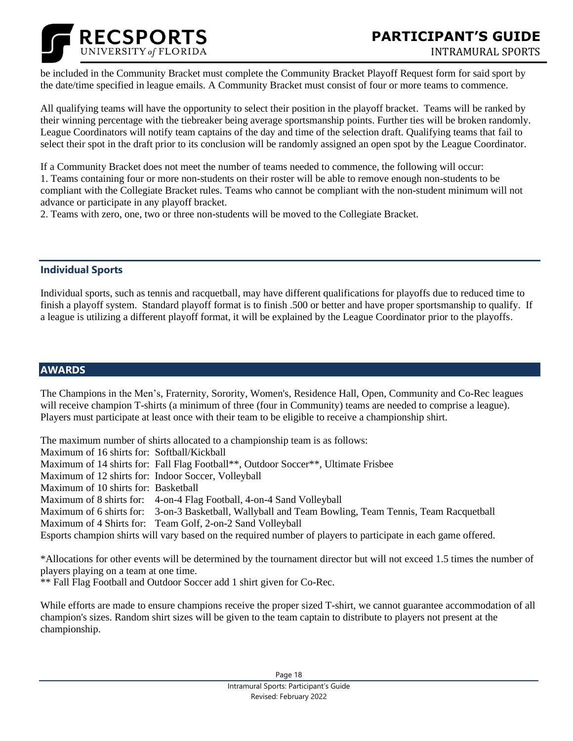be included in the Community Bracket must complete the Community Bracket Playoff Request form for said sport by the date/time specified in league emails. A Community Bracket must consist of four or more teams to commence.

All qualifying teams will have the opportunity to select their position in the playoff bracket. Teams will be ranked by their winning percentage with the tiebreaker being average sportsmanship points. Further ties will be broken randomly. League Coordinators will notify team captains of the day and time of the selection draft. Qualifying teams that fail to select their spot in the draft prior to its conclusion will be randomly assigned an open spot by the League Coordinator.

If a Community Bracket does not meet the number of teams needed to commence, the following will occur:
1. Teams containing four or more non-students on their roster will be able to remove enough non-students to be compliant with the Collegiate Bracket rules. Teams who cannot be compliant with the non-student minimum will not advance or participate in any playoff bracket.
2. Teams with zero, one, two or three non-students will be moved to the Collegiate Bracket.

### Individual Sports

Individual sports, such as tennis and racquetball, may have different qualifications for playoffs due to reduced time to finish a playoff system. Standard playoff format is to finish .500 or better and have proper sportsmanship to qualify. If a league is utilizing a different playoff format, it will be explained by the League Coordinator prior to the playoffs.

## AWARDS

The Champions in the Men's, Fraternity, Sorority, Women's, Residence Hall, Open, Community and Co-Rec leagues will receive champion T-shirts (a minimum of three (four in Community) teams are needed to comprise a league). Players must participate at least once with their team to be eligible to receive a championship shirt.

The maximum number of shirts allocated to a championship team is as follows:
Maximum of 16 shirts for: Softball/Kickball
Maximum of 14 shirts for: Fall Flag Football**, Outdoor Soccer**, Ultimate Frisbee
Maximum of 12 shirts for: Indoor Soccer, Volleyball
Maximum of 10 shirts for: Basketball
Maximum of 8 shirts for: 4-on-4 Flag Football, 4-on-4 Sand Volleyball
Maximum of 6 shirts for: 3-on-3 Basketball, Wallyball and Team Bowling, Team Tennis, Team Racquetball
Maximum of 4 Shirts for: Team Golf, 2-on-2 Sand Volleyball
Esports champion shirts will vary based on the required number of players to participate in each game offered.

*Allocations for other events will be determined by the tournament director but will not exceed 1.5 times the number of players playing on a team at one time.
** Fall Flag Football and Outdoor Soccer add 1 shirt given for Co-Rec.

While efforts are made to ensure champions receive the proper sized T-shirt, we cannot guarantee accommodation of all champion's sizes. Random shirt sizes will be given to the team captain to distribute to players not present at the championship.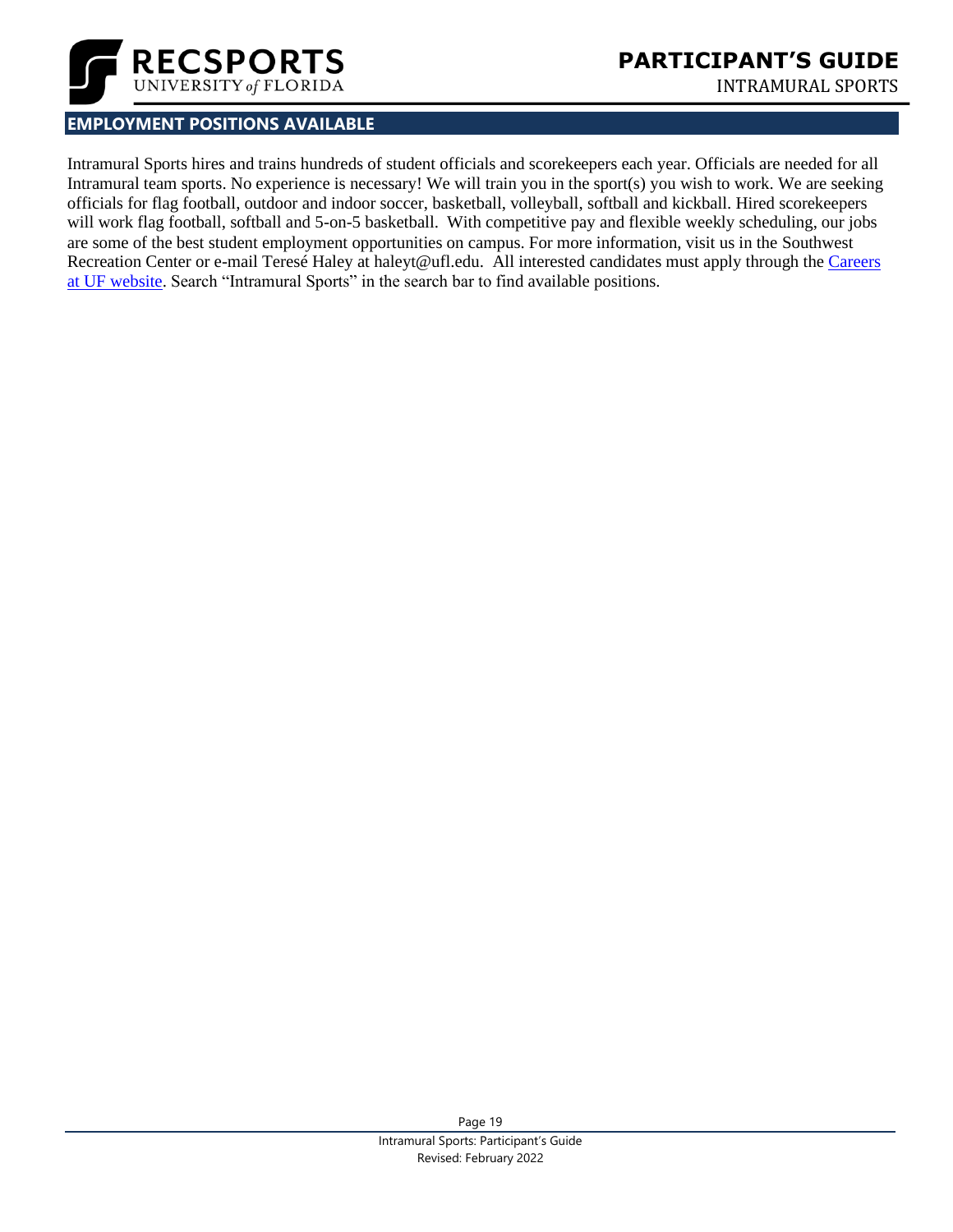## EMPLOYMENT POSITIONS AVAILABLE

Intramural Sports hires and trains hundreds of student officials and scorekeepers each year. Officials are needed for all Intramural team sports. No experience is necessary! We will train you in the sport(s) you wish to work. We are seeking officials for flag football, outdoor and indoor soccer, basketball, volleyball, softball and kickball. Hired scorekeepers will work flag football, softball and 5-on-5 basketball. With competitive pay and flexible weekly scheduling, our jobs are some of the best student employment opportunities on campus. For more information, visit us in the Southwest Recreation Center or e-mail Teresé Haley at haleyt@ufl.edu. All interested candidates must apply through the Careers at UF website. Search "Intramural Sports" in the search bar to find available positions.